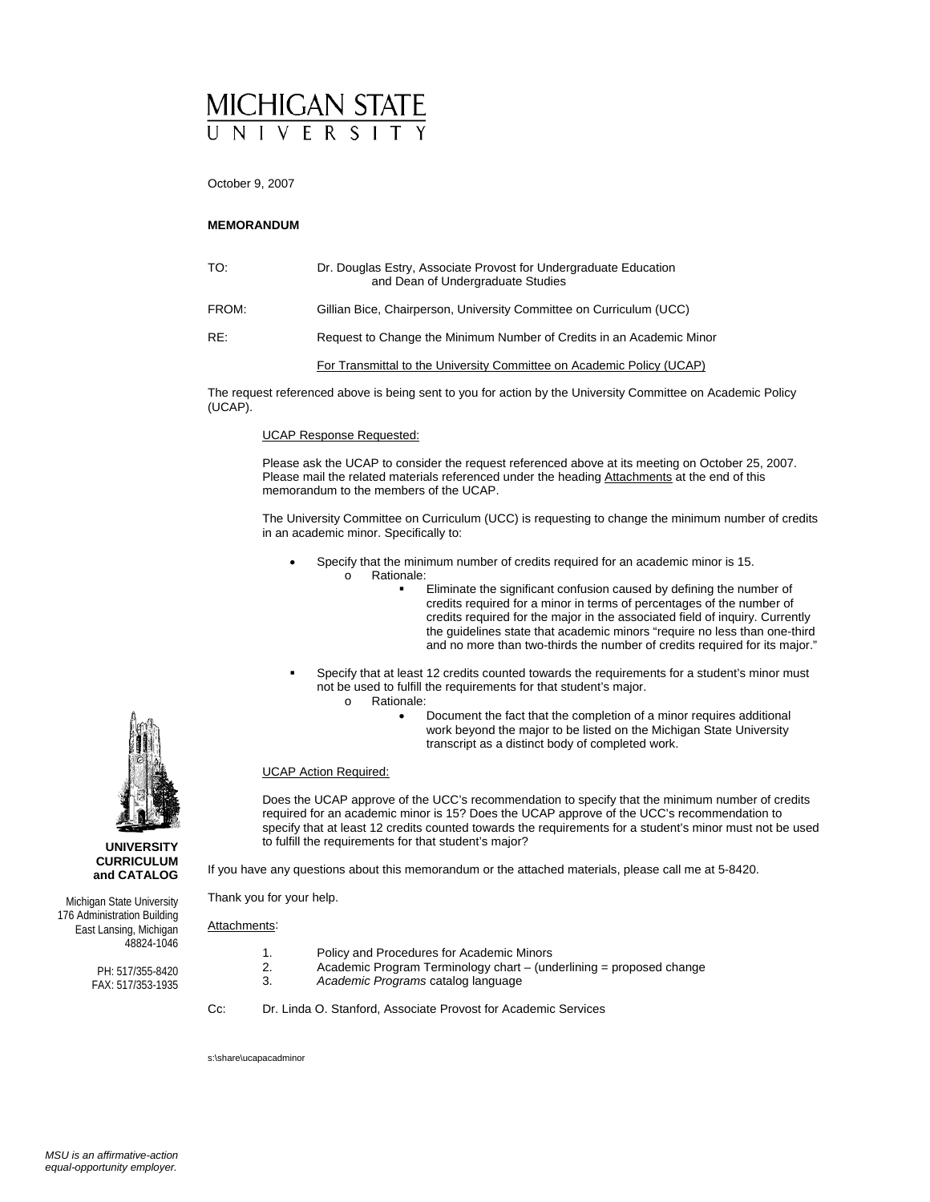# MICHIGAN STATE UNIVERSITY

October 9, 2007

**MEMORANDUM**

TO: Dr. Douglas Estry, Associate Provost for Undergraduate Education and Dean of Undergraduate Studies

FROM: Gillian Bice, Chairperson, University Committee on Curriculum (UCC)

RE: Request to Change the Minimum Number of Credits in an Academic Minor

<u>For Transmittal to the University Committee on Academic Policy (UCAP)</u>

The request referenced above is being sent to you for action by the University Committee on Academic Policy (UCAP).

<u>UCAP Response Requested:</u>

Please ask the UCAP to consider the request referenced above at its meeting on October 25, 2007. Please mail the related materials referenced under the heading <u>Attachments</u> at the end of this memorandum to the members of the UCAP.

The University Committee on Curriculum (UCC) is requesting to change the minimum number of credits in an academic minor. Specifically to:

- Specify that the minimum number of credits required for an academic minor is 15.
  - Rationale:
    - Eliminate the significant confusion caused by defining the number of credits required for a minor in terms of percentages of the number of credits required for the major in the associated field of inquiry. Currently the guidelines state that academic minors "require no less than one-third and no more than two-thirds the number of credits required for its major."

- Specify that at least 12 credits counted towards the requirements for a student's minor must not be used to fulfill the requirements for that student's major.
  - Rationale:
    - Document the fact that the completion of a minor requires additional work beyond the major to be listed on the Michigan State University transcript as a distinct body of completed work.

<u>UCAP Action Required:</u>

Does the UCAP approve of the UCC's recommendation to specify that the minimum number of credits required for an academic minor is 15? Does the UCAP approve of the UCC's recommendation to specify that at least 12 credits counted towards the requirements for a student's minor must not be used to fulfill the requirements for that student's major?

If you have any questions about this memorandum or the attached materials, please call me at 5-8420.

Thank you for your help.

<u>Attachments</u>:

1. Policy and Procedures for Academic Minors
2. Academic Program Terminology chart – (underlining = proposed change
3. *Academic Programs* catalog language

Cc: Dr. Linda O. Stanford, Associate Provost for Academic Services

s:\share\ucapacadminor

**UNIVERSITY CURRICULUM and CATALOG**

Michigan State University
176 Administration Building
East Lansing, Michigan
48824-1046

PH: 517/355-8420
FAX: 517/353-1935

*MSU is an affirmative-action equal-opportunity employer.*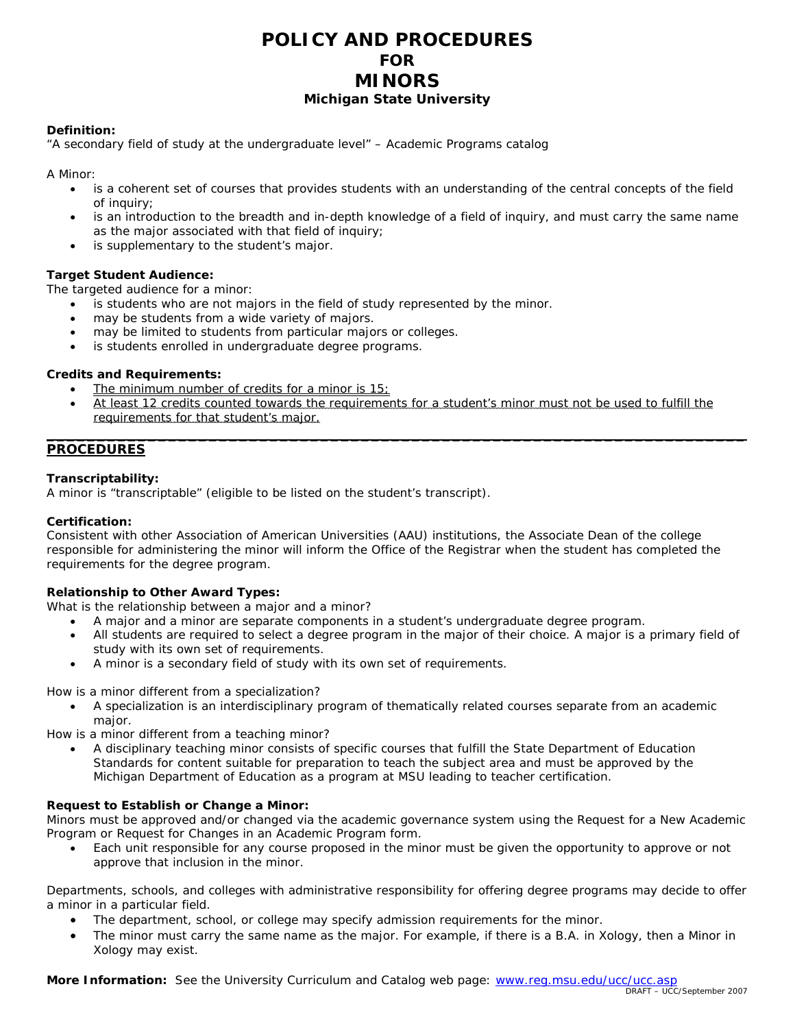# POLICY AND PROCEDURES
## FOR
# MINORS
### Michigan State University

**Definition:**
"A secondary field of study at the undergraduate level" – Academic Programs catalog

A Minor:

- is a coherent set of courses that provides students with an understanding of the central concepts of the field of inquiry;
- is an introduction to the breadth and in-depth knowledge of a field of inquiry, and must carry the same name as the major associated with that field of inquiry;
- is supplementary to the student's major.

**Target Student Audience:**
The targeted audience for a minor:

- is students who are not majors in the field of study represented by the minor.
- may be students from a wide variety of majors.
- may be limited to students from particular majors or colleges.
- is students enrolled in undergraduate degree programs.

**Credits and Requirements:**

- <u>The minimum number of credits for a minor is 15;</u>
- <u>At least 12 credits counted towards the requirements for a student's minor must not be used to fulfill the requirements for that student's major.</u>

---

## <u>PROCEDURES</u>

**Transcriptability:**
A minor is "transcriptable" (eligible to be listed on the student's transcript).

**Certification:**
Consistent with other Association of American Universities (AAU) institutions, the Associate Dean of the college responsible for administering the minor will inform the Office of the Registrar when the student has completed the requirements for the degree program.

**Relationship to Other Award Types:**
What is the relationship between a major and a minor?

- A major and a minor are separate components in a student's undergraduate degree program.
- All students are required to select a degree program in the major of their choice. A major is a primary field of study with its own set of requirements.
- A minor is a secondary field of study with its own set of requirements.

How is a minor different from a specialization?

- A specialization is an interdisciplinary program of thematically related courses separate from an academic major.

How is a minor different from a teaching minor?

- A disciplinary teaching minor consists of specific courses that fulfill the State Department of Education Standards for content suitable for preparation to teach the subject area and must be approved by the Michigan Department of Education as a program at MSU leading to teacher certification.

**Request to Establish or Change a Minor:**
Minors must be approved and/or changed via the academic governance system using the Request for a New Academic Program or Request for Changes in an Academic Program form.

- Each unit responsible for any course proposed in the minor must be given the opportunity to approve or not approve that inclusion in the minor.

Departments, schools, and colleges with administrative responsibility for offering degree programs may decide to offer a minor in a particular field.

- The department, school, or college may specify admission requirements for the minor.
- The minor must carry the same name as the major. For example, if there is a B.A. in Xology, then a Minor in Xology may exist.

**More Information:** See the University Curriculum and Catalog web page: [www.reg.msu.edu/ucc/ucc.asp](http://www.reg.msu.edu/ucc/ucc.asp)

DRAFT – UCC/September 2007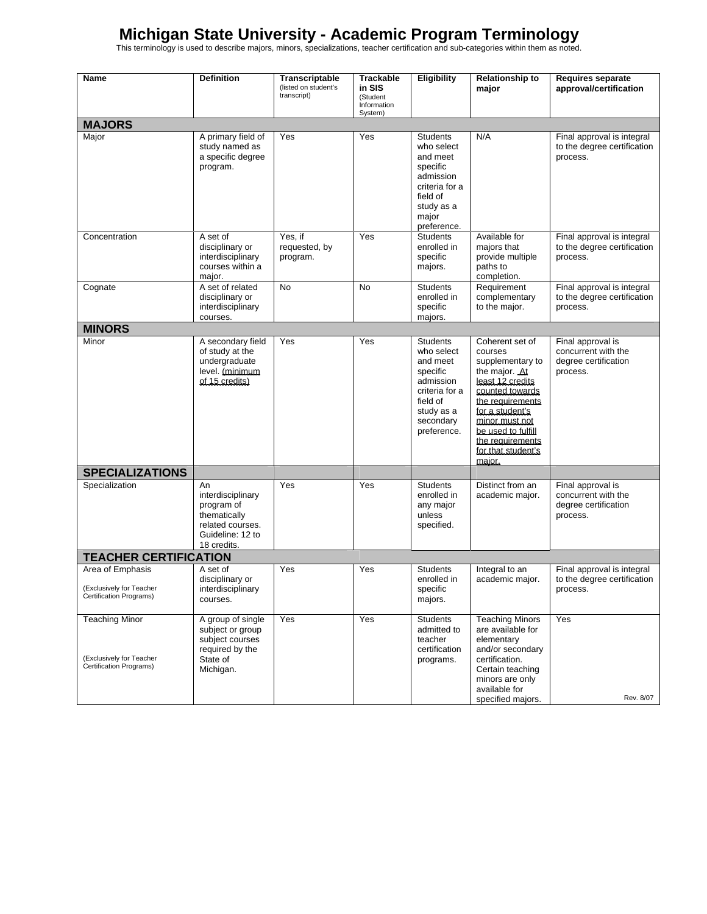# Michigan State University - Academic Program Terminology

This terminology is used to describe majors, minors, specializations, teacher certification and sub-categories within them as noted.

| Name | Definition | Transcriptable (listed on student's transcript) | Trackable in SIS (Student Information System) | Eligibility | Relationship to major | Requires separate approval/certification |
|---|---|---|---|---|---|---|
| **MAJORS** | | | | | | |
| Major | A primary field of study named as a specific degree program. | Yes | Yes | Students who select and meet specific admission criteria for a field of study as a major preference. | N/A | Final approval is integral to the degree certification process. |
| Concentration | A set of disciplinary or interdisciplinary courses within a major. | Yes, if requested, by program. | Yes | Students enrolled in specific majors. | Available for majors that provide multiple paths to completion. | Final approval is integral to the degree certification process. |
| Cognate | A set of related disciplinary or interdisciplinary courses. | No | No | Students enrolled in specific majors. | Requirement complementary to the major. | Final approval is integral to the degree certification process. |
| **MINORS** | | | | | | |
| Minor | A secondary field of study at the undergraduate level. (minimum of 15 credits) | Yes | Yes | Students who select and meet specific admission criteria for a field of study as a secondary preference. | Coherent set of courses supplementary to the major. At least 12 credits counted towards the requirements for a student's minor must not be used to fulfill the requirements for that student's major. | Final approval is concurrent with the degree certification process. |
| **SPECIALIZATIONS** | | | | | | |
| Specialization | An interdisciplinary program of thematically related courses. Guideline: 12 to 18 credits. | Yes | Yes | Students enrolled in any major unless specified. | Distinct from an academic major. | Final approval is concurrent with the degree certification process. |
| **TEACHER CERTIFICATION** | | | | | | |
| Area of Emphasis (Exclusively for Teacher Certification Programs) | A set of disciplinary or interdisciplinary courses. | Yes | Yes | Students enrolled in specific majors. | Integral to an academic major. | Final approval is integral to the degree certification process. |
| Teaching Minor (Exclusively for Teacher Certification Programs) | A group of single subject or group subject courses required by the State of Michigan. | Yes | Yes | Students admitted to teacher certification programs. | Teaching Minors are available for elementary and/or secondary certification. Certain teaching minors are only available for specified majors. | Yes |

Rev. 8/07